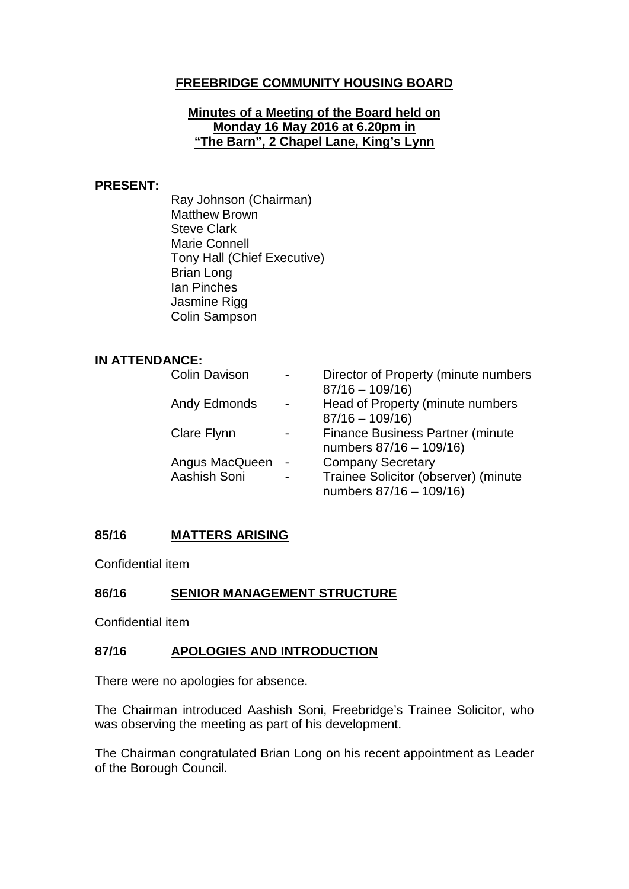# FREEBRIDGE COMMUNITY HOUSING BOARD

## Minutes of a Meeting of the Board held on Monday 16 May 2016 at 6.20pm in "The Barn", 2 Chapel Lane, King's Lynn

**PRESENT:**

Ray Johnson (Chairman)
Matthew Brown
Steve Clark
Marie Connell
Tony Hall (Chief Executive)
Brian Long
Ian Pinches
Jasmine Rigg
Colin Sampson

**IN ATTENDANCE:**

| | | |
|---|---|---|
| Colin Davison | - | Director of Property (minute numbers 87/16 – 109/16) |
| Andy Edmonds | - | Head of Property (minute numbers 87/16 – 109/16) |
| Clare Flynn | - | Finance Business Partner (minute numbers 87/16 – 109/16) |
| Angus MacQueen | - | Company Secretary |
| Aashish Soni | - | Trainee Solicitor (observer) (minute numbers 87/16 – 109/16) |

### 85/16 MATTERS ARISING

Confidential item

### 86/16 SENIOR MANAGEMENT STRUCTURE

Confidential item

### 87/16 APOLOGIES AND INTRODUCTION

There were no apologies for absence.

The Chairman introduced Aashish Soni, Freebridge's Trainee Solicitor, who was observing the meeting as part of his development.

The Chairman congratulated Brian Long on his recent appointment as Leader of the Borough Council.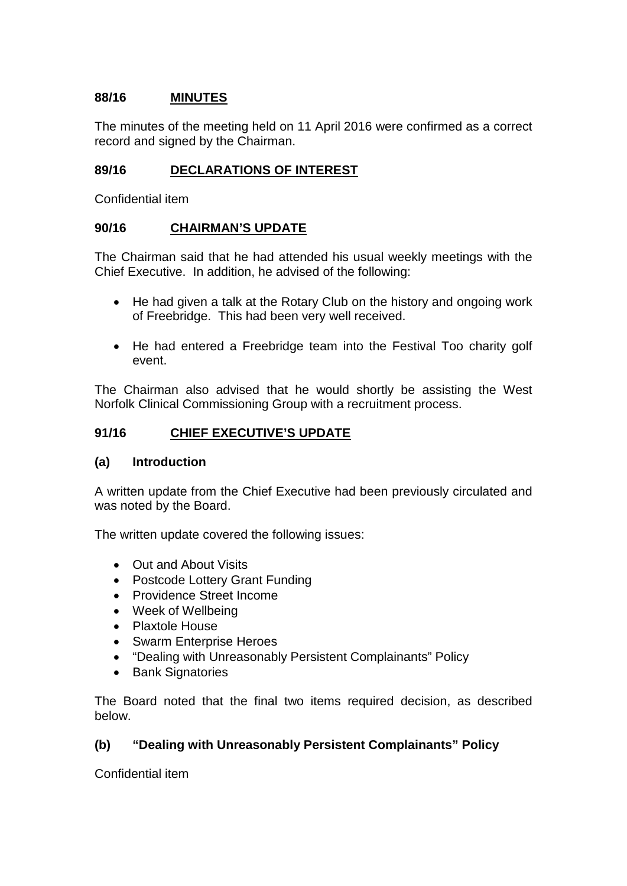## 88/16 MINUTES

The minutes of the meeting held on 11 April 2016 were confirmed as a correct record and signed by the Chairman.

## 89/16 DECLARATIONS OF INTEREST

Confidential item

## 90/16 CHAIRMAN'S UPDATE

The Chairman said that he had attended his usual weekly meetings with the Chief Executive. In addition, he advised of the following:

- He had given a talk at the Rotary Club on the history and ongoing work of Freebridge. This had been very well received.
- He had entered a Freebridge team into the Festival Too charity golf event.

The Chairman also advised that he would shortly be assisting the West Norfolk Clinical Commissioning Group with a recruitment process.

## 91/16 CHIEF EXECUTIVE'S UPDATE

### (a) Introduction

A written update from the Chief Executive had been previously circulated and was noted by the Board.

The written update covered the following issues:

- Out and About Visits
- Postcode Lottery Grant Funding
- Providence Street Income
- Week of Wellbeing
- Plaxtole House
- Swarm Enterprise Heroes
- "Dealing with Unreasonably Persistent Complainants" Policy
- Bank Signatories

The Board noted that the final two items required decision, as described below.

### (b) "Dealing with Unreasonably Persistent Complainants" Policy

Confidential item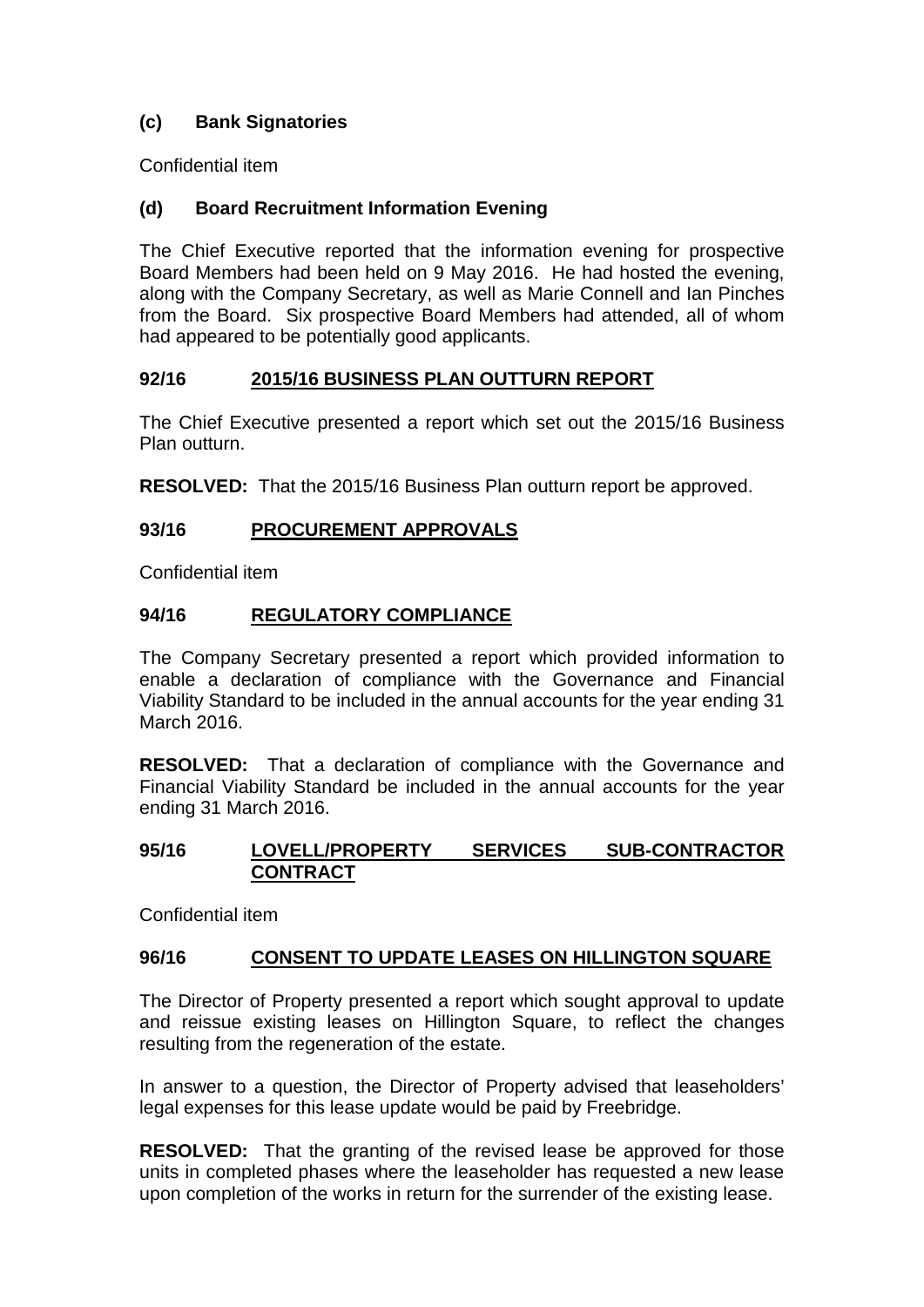### (c) Bank Signatories

Confidential item

### (d) Board Recruitment Information Evening

The Chief Executive reported that the information evening for prospective Board Members had been held on 9 May 2016. He had hosted the evening, along with the Company Secretary, as well as Marie Connell and Ian Pinches from the Board. Six prospective Board Members had attended, all of whom had appeared to be potentially good applicants.

## 92/16 2015/16 BUSINESS PLAN OUTTURN REPORT

The Chief Executive presented a report which set out the 2015/16 Business Plan outturn.

**RESOLVED:** That the 2015/16 Business Plan outturn report be approved.

## 93/16 PROCUREMENT APPROVALS

Confidential item

## 94/16 REGULATORY COMPLIANCE

The Company Secretary presented a report which provided information to enable a declaration of compliance with the Governance and Financial Viability Standard to be included in the annual accounts for the year ending 31 March 2016.

**RESOLVED:** That a declaration of compliance with the Governance and Financial Viability Standard be included in the annual accounts for the year ending 31 March 2016.

## 95/16 LOVELL/PROPERTY SERVICES SUB-CONTRACTOR CONTRACT

Confidential item

## 96/16 CONSENT TO UPDATE LEASES ON HILLINGTON SQUARE

The Director of Property presented a report which sought approval to update and reissue existing leases on Hillington Square, to reflect the changes resulting from the regeneration of the estate.

In answer to a question, the Director of Property advised that leaseholders' legal expenses for this lease update would be paid by Freebridge.

**RESOLVED:** That the granting of the revised lease be approved for those units in completed phases where the leaseholder has requested a new lease upon completion of the works in return for the surrender of the existing lease.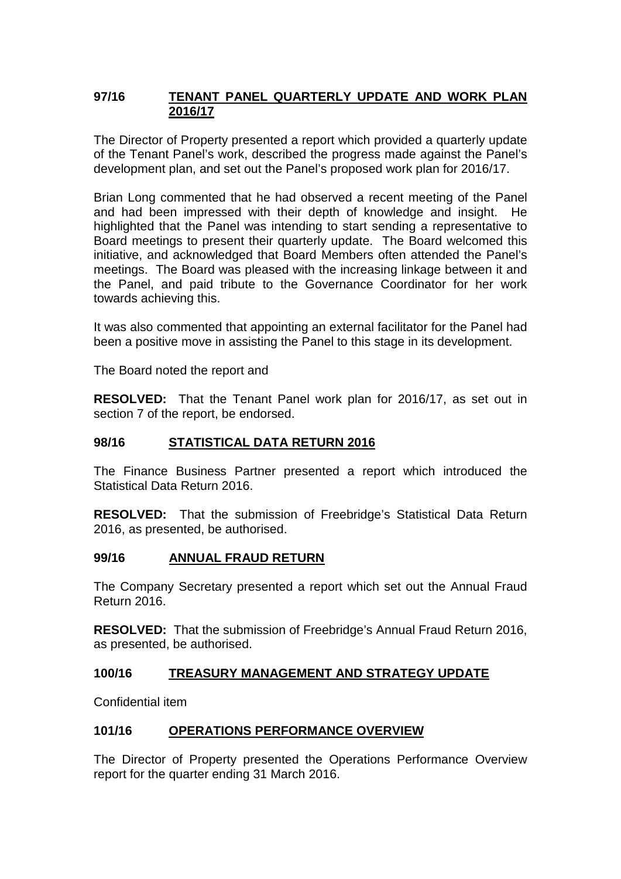## 97/16 TENANT PANEL QUARTERLY UPDATE AND WORK PLAN 2016/17

The Director of Property presented a report which provided a quarterly update of the Tenant Panel's work, described the progress made against the Panel's development plan, and set out the Panel's proposed work plan for 2016/17.

Brian Long commented that he had observed a recent meeting of the Panel and had been impressed with their depth of knowledge and insight. He highlighted that the Panel was intending to start sending a representative to Board meetings to present their quarterly update. The Board welcomed this initiative, and acknowledged that Board Members often attended the Panel's meetings. The Board was pleased with the increasing linkage between it and the Panel, and paid tribute to the Governance Coordinator for her work towards achieving this.

It was also commented that appointing an external facilitator for the Panel had been a positive move in assisting the Panel to this stage in its development.

The Board noted the report and

**RESOLVED:** That the Tenant Panel work plan for 2016/17, as set out in section 7 of the report, be endorsed.

## 98/16 STATISTICAL DATA RETURN 2016

The Finance Business Partner presented a report which introduced the Statistical Data Return 2016.

**RESOLVED:** That the submission of Freebridge's Statistical Data Return 2016, as presented, be authorised.

## 99/16 ANNUAL FRAUD RETURN

The Company Secretary presented a report which set out the Annual Fraud Return 2016.

**RESOLVED:** That the submission of Freebridge's Annual Fraud Return 2016, as presented, be authorised.

## 100/16 TREASURY MANAGEMENT AND STRATEGY UPDATE

Confidential item

## 101/16 OPERATIONS PERFORMANCE OVERVIEW

The Director of Property presented the Operations Performance Overview report for the quarter ending 31 March 2016.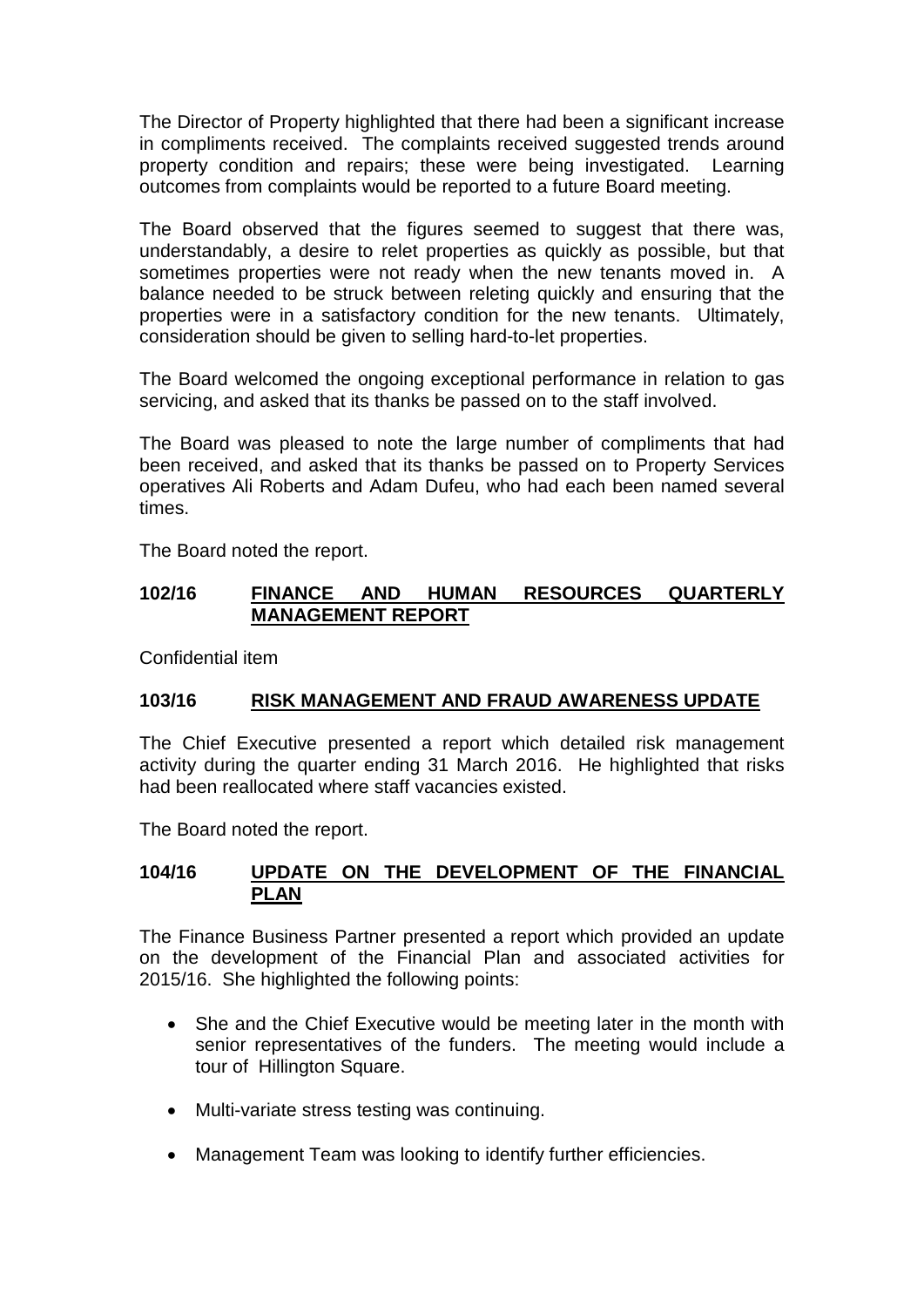The Director of Property highlighted that there had been a significant increase in compliments received. The complaints received suggested trends around property condition and repairs; these were being investigated. Learning outcomes from complaints would be reported to a future Board meeting.

The Board observed that the figures seemed to suggest that there was, understandably, a desire to relet properties as quickly as possible, but that sometimes properties were not ready when the new tenants moved in. A balance needed to be struck between reletting quickly and ensuring that the properties were in a satisfactory condition for the new tenants. Ultimately, consideration should be given to selling hard-to-let properties.

The Board welcomed the ongoing exceptional performance in relation to gas servicing, and asked that its thanks be passed on to the staff involved.

The Board was pleased to note the large number of compliments that had been received, and asked that its thanks be passed on to Property Services operatives Ali Roberts and Adam Dufeu, who had each been named several times.

The Board noted the report.

## 102/16 FINANCE AND HUMAN RESOURCES QUARTERLY MANAGEMENT REPORT

Confidential item

## 103/16 RISK MANAGEMENT AND FRAUD AWARENESS UPDATE

The Chief Executive presented a report which detailed risk management activity during the quarter ending 31 March 2016. He highlighted that risks had been reallocated where staff vacancies existed.

The Board noted the report.

## 104/16 UPDATE ON THE DEVELOPMENT OF THE FINANCIAL PLAN

The Finance Business Partner presented a report which provided an update on the development of the Financial Plan and associated activities for 2015/16. She highlighted the following points:

- She and the Chief Executive would be meeting later in the month with senior representatives of the funders. The meeting would include a tour of Hillington Square.
- Multi-variate stress testing was continuing.
- Management Team was looking to identify further efficiencies.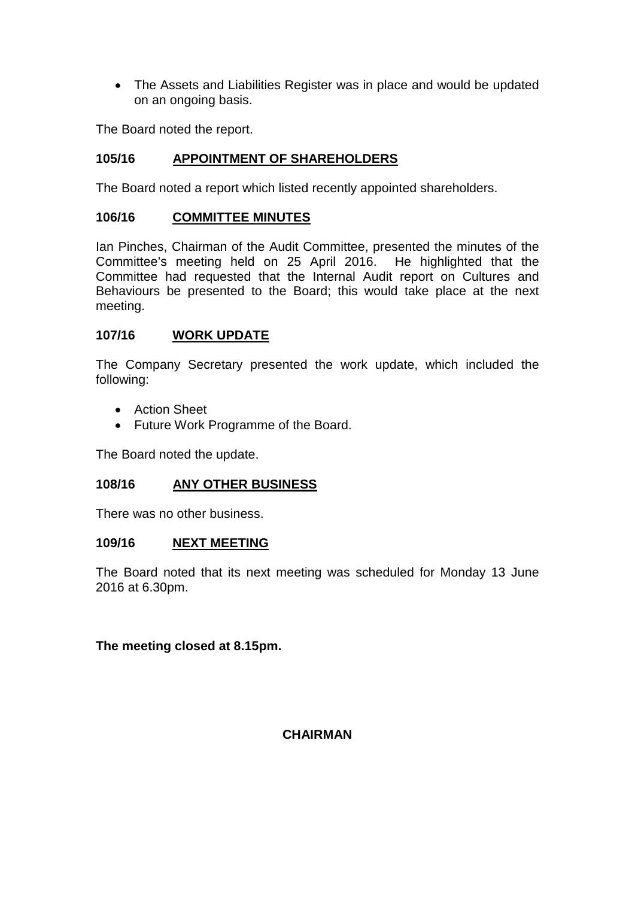- The Assets and Liabilities Register was in place and would be updated on an ongoing basis.

The Board noted the report.

### 105/16 APPOINTMENT OF SHAREHOLDERS

The Board noted a report which listed recently appointed shareholders.

### 106/16 COMMITTEE MINUTES

Ian Pinches, Chairman of the Audit Committee, presented the minutes of the Committee's meeting held on 25 April 2016. He highlighted that the Committee had requested that the Internal Audit report on Cultures and Behaviours be presented to the Board; this would take place at the next meeting.

### 107/16 WORK UPDATE

The Company Secretary presented the work update, which included the following:

- Action Sheet
- Future Work Programme of the Board.

The Board noted the update.

### 108/16 ANY OTHER BUSINESS

There was no other business.

### 109/16 NEXT MEETING

The Board noted that its next meeting was scheduled for Monday 13 June 2016 at 6.30pm.

**The meeting closed at 8.15pm.**

**CHAIRMAN**